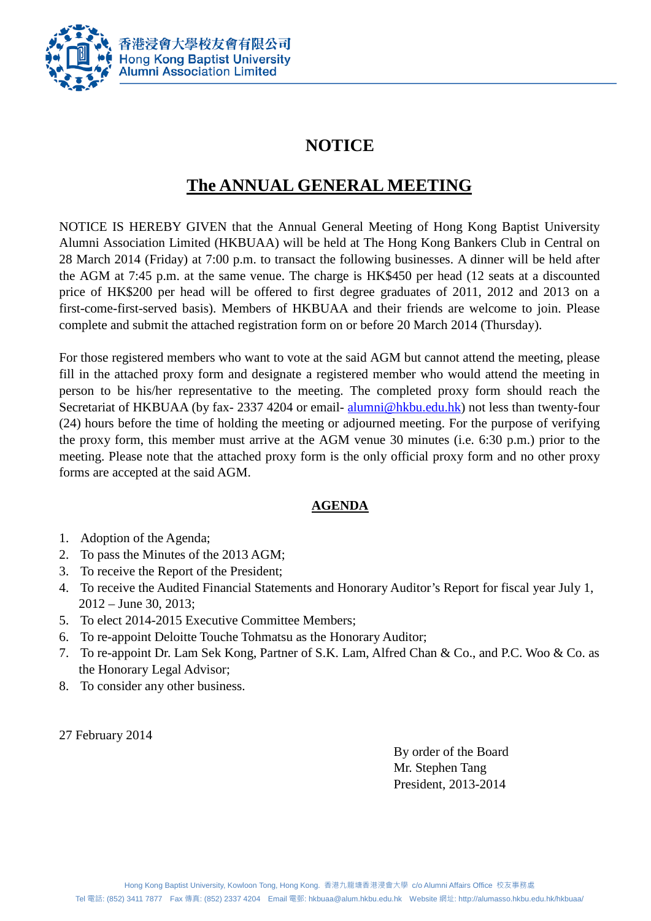香港浸會大學校友會有限公司
Hong Kong Baptist University
Alumni Association Limited

# NOTICE

## The ANNUAL GENERAL MEETING

NOTICE IS HEREBY GIVEN that the Annual General Meeting of Hong Kong Baptist University Alumni Association Limited (HKBUAA) will be held at The Hong Kong Bankers Club in Central on 28 March 2014 (Friday) at 7:00 p.m. to transact the following businesses. A dinner will be held after the AGM at 7:45 p.m. at the same venue. The charge is HK$450 per head (12 seats at a discounted price of HK$200 per head will be offered to first degree graduates of 2011, 2012 and 2013 on a first-come-first-served basis). Members of HKBUAA and their friends are welcome to join. Please complete and submit the attached registration form on or before 20 March 2014 (Thursday).

For those registered members who want to vote at the said AGM but cannot attend the meeting, please fill in the attached proxy form and designate a registered member who would attend the meeting in person to be his/her representative to the meeting. The completed proxy form should reach the Secretariat of HKBUAA (by fax- 2337 4204 or email- alumni@hkbu.edu.hk) not less than twenty-four (24) hours before the time of holding the meeting or adjourned meeting. For the purpose of verifying the proxy form, this member must arrive at the AGM venue 30 minutes (i.e. 6:30 p.m.) prior to the meeting. Please note that the attached proxy form is the only official proxy form and no other proxy forms are accepted at the said AGM.

### AGENDA

1. Adoption of the Agenda;
2. To pass the Minutes of the 2013 AGM;
3. To receive the Report of the President;
4. To receive the Audited Financial Statements and Honorary Auditor's Report for fiscal year July 1, 2012 – June 30, 2013;
5. To elect 2014-2015 Executive Committee Members;
6. To re-appoint Deloitte Touche Tohmatsu as the Honorary Auditor;
7. To re-appoint Dr. Lam Sek Kong, Partner of S.K. Lam, Alfred Chan & Co., and P.C. Woo & Co. as the Honorary Legal Advisor;
8. To consider any other business.

27 February 2014

By order of the Board
Mr. Stephen Tang
President, 2013-2014

Hong Kong Baptist University, Kowloon Tong, Hong Kong. 香港九龍塘香港浸會大學 c/o Alumni Affairs Office 校友事務處
Tel 電話: (852) 3411 7877 Fax 傳真: (852) 2337 4204 Email 電郵: hkbuaa@alum.hkbu.edu.hk Website 網址: http://alumasso.hkbu.edu.hk/hkbuaa/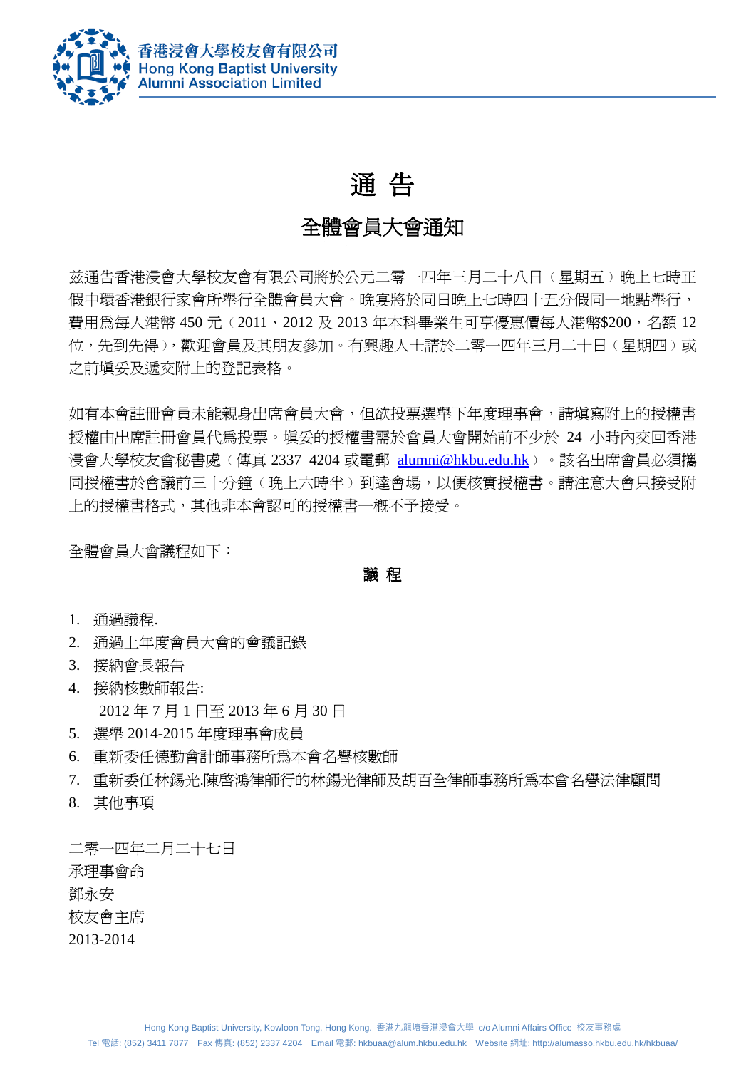# 通 告

## 全體會員大會通知

茲通告香港浸會大學校友會有限公司將於公元二零一四年三月二十八日（星期五）晚上七時正假中環香港銀行家會所舉行全體會員大會。晚宴將於同日晚上七時四十五分假同一地點舉行，費用爲每人港幣 450 元（2011、2012 及 2013 年本科畢業生可享優惠價每人港幣$200，名額 12 位，先到先得），歡迎會員及其朋友參加。有興趣人士請於二零一四年三月二十日（星期四）或之前填妥及遞交附上的登記表格。

如有本會註冊會員未能親身出席會員大會，但欲投票選舉下年度理事會，請填寫附上的授權書授權由出席註冊會員代爲投票。填妥的授權書需於會員大會開始前不少於 24 小時內交回香港浸會大學校友會秘書處（傳真 2337 4204 或電郵 alumni@hkbu.edu.hk）。該名出席會員必須攜同授權書於會議前三十分鐘（晚上六時半）到達會場，以便核實授權書。請注意大會只接受附上的授權書格式，其他非本會認可的授權書一概不予接受。

全體會員大會議程如下：

**議 程**

1. 通過議程.
2. 通過上年度會員大會的會議記錄
3. 接納會長報告
4. 接納核數師報告:
   2012 年 7 月 1 日至 2013 年 6 月 30 日
5. 選舉 2014-2015 年度理事會成員
6. 重新委任德勤會計師事務所爲本會名譽核數師
7. 重新委任林錫光.陳啓鴻律師行的林錫光律師及胡百全律師事務所爲本會名譽法律顧問
8. 其他事項

二零一四年二月二十七日
承理事會命
鄧永安
校友會主席
2013-2014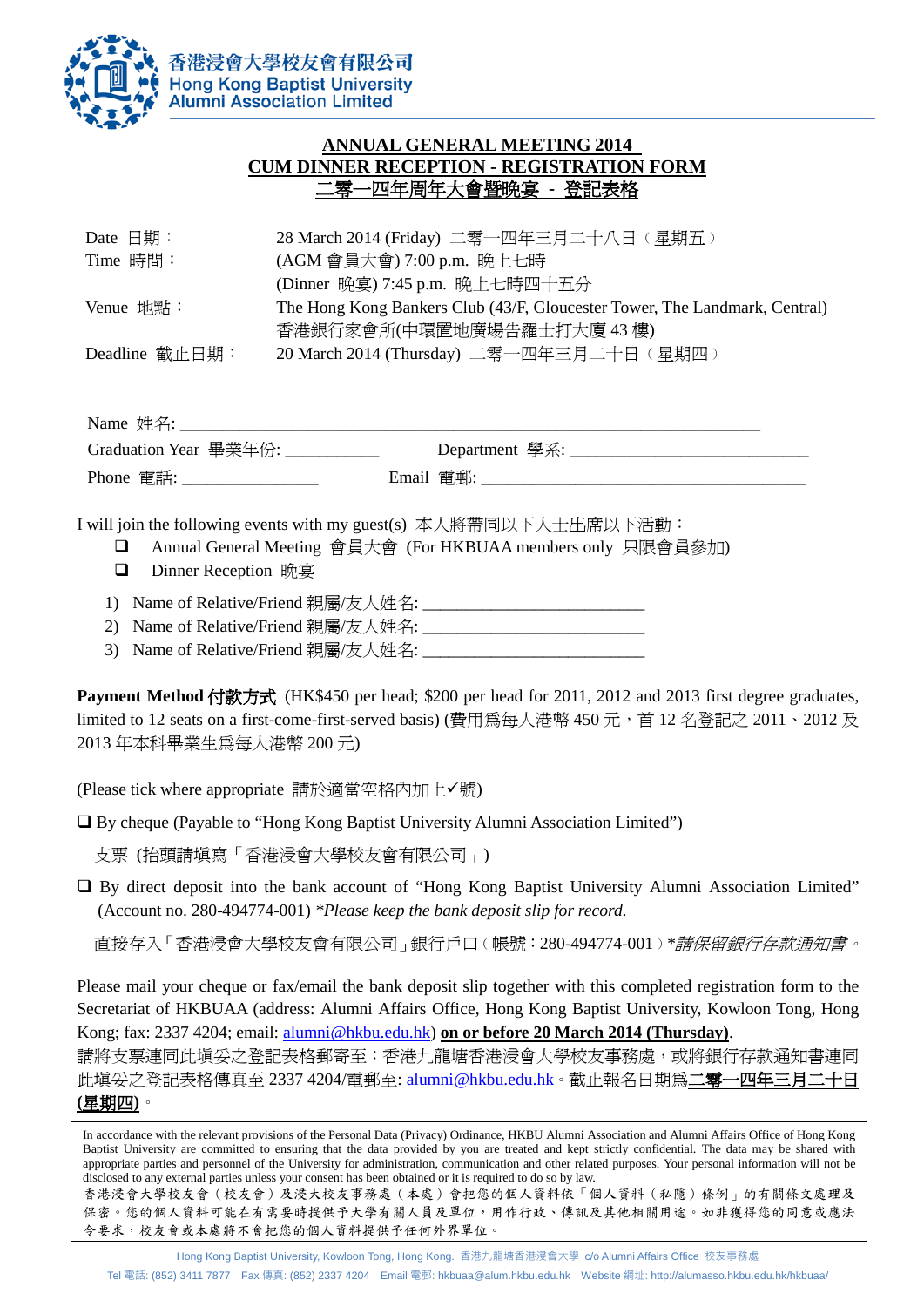香港浸會大學校友會有限公司
Hong Kong Baptist University
Alumni Association Limited

## ANNUAL GENERAL MEETING 2014
## CUM DINNER RECEPTION - REGISTRATION FORM
## 二零一四年周年大會暨晚宴 - 登記表格

| | |
|---|---|
| Date 日期： | 28 March 2014 (Friday) 二零一四年三月二十八日（星期五） |
| Time 時間： | (AGM 會員大會) 7:00 p.m. 晚上七時 |
| | (Dinner 晚宴) 7:45 p.m. 晚上七時四十五分 |
| Venue 地點： | The Hong Kong Bankers Club (43/F, Gloucester Tower, The Landmark, Central) 香港銀行家會所(中環置地廣場告羅士打大廈 43 樓) |
| Deadline 截止日期： | 20 March 2014 (Thursday) 二零一四年三月二十日（星期四） |

Name 姓名: ____________________________________________

Graduation Year 畢業年份: __________ Department 學系: __________________________

Phone 電話: _______________ Email 電郵: ____________________________________

I will join the following events with my guest(s) 本人將帶同以下人士出席以下活動：

- ❑ Annual General Meeting 會員大會 (For HKBUAA members only 只限會員參加)
- ❑ Dinner Reception 晚宴

1) Name of Relative/Friend 親屬/友人姓名: ________________________
2) Name of Relative/Friend 親屬/友人姓名: ________________________
3) Name of Relative/Friend 親屬/友人姓名: ________________________

**Payment Method 付款方式** (HK$450 per head; $200 per head for 2011, 2012 and 2013 first degree graduates, limited to 12 seats on a first-come-first-served basis) (費用爲每人港幣 450 元，首 12 名登記之 2011、2012 及 2013 年本科畢業生爲每人港幣 200 元)

(Please tick where appropriate 請於適當空格內加上✓號)

❑ By cheque (Payable to "Hong Kong Baptist University Alumni Association Limited")

支票 (抬頭請填寫「香港浸會大學校友會有限公司」)

❑ By direct deposit into the bank account of "Hong Kong Baptist University Alumni Association Limited" (Account no. 280-494774-001) *\*Please keep the bank deposit slip for record.*

直接存入「香港浸會大學校友會有限公司」銀行戶口（帳號：280-494774-001）*\*請保留銀行存款通知書。*

Please mail your cheque or fax/email the bank deposit slip together with this completed registration form to the Secretariat of HKBUAA (address: Alumni Affairs Office, Hong Kong Baptist University, Kowloon Tong, Hong Kong; fax: 2337 4204; email: alumni@hkbu.edu.hk) **on or before 20 March 2014 (Thursday)**.

請將支票連同此填妥之登記表格郵寄至：香港九龍塘香港浸會大學校友事務處，或將銀行存款通知書連同此填妥之登記表格傳真至 2337 4204/電郵至: alumni@hkbu.edu.hk。截止報名日期爲**二零一四年三月二十日(星期四)**。

In accordance with the relevant provisions of the Personal Data (Privacy) Ordinance, HKBU Alumni Association and Alumni Affairs Office of Hong Kong Baptist University are committed to ensuring that the data provided by you are treated and kept strictly confidential. The data may be shared with appropriate parties and personnel of the University for administration, communication and other related purposes. Your personal information will not be disclosed to any external parties unless your consent has been obtained or it is required to do so by law.

香港浸會大學校友會（校友會）及浸大校友事務處（本處）會把您的個人資料依「個人資料（私隱）條例」的有關條文處理及保密。您的個人資料可能在有需要時提供予大學有關人員及單位，用作行政、傳訊及其他相關用途。如非獲得您的同意或應法令要求，校友會或本處將不會把您的個人資料提供予任何外界單位。

Hong Kong Baptist University, Kowloon Tong, Hong Kong. 香港九龍塘香港浸會大學 c/o Alumni Affairs Office 校友事務處

Tel 電話: (852) 3411 7877 Fax 傳真: (852) 2337 4204 Email 電郵: hkbuaa@alum.hkbu.edu.hk Website 網址: http://alumasso.hkbu.edu.hk/hkbuaa/